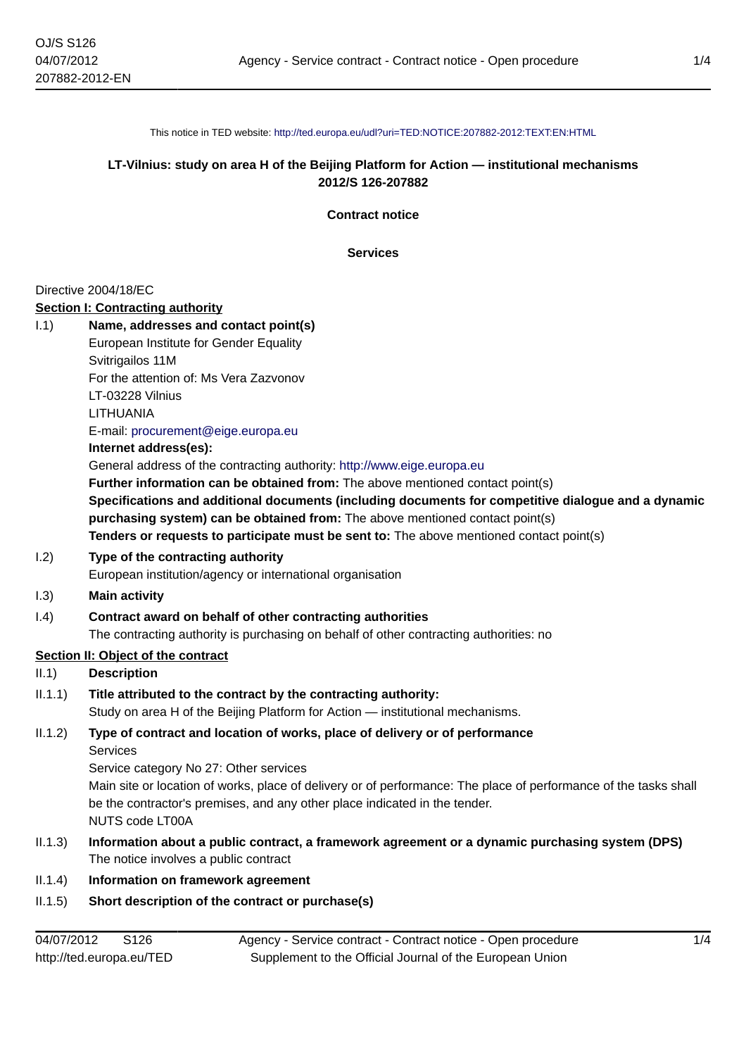This notice in TED website: http://ted.europa.eu/udl?uri=TED:NOTICE:207882-2012:TEXT:EN:HTML

**LT-Vilnius: study on area H of the Beijing Platform for Action — institutional mechanisms**
**2012/S 126-207882**

**Contract notice**

**Services**

Directive 2004/18/EC

**Section I: Contracting authority**

I.1) **Name, addresses and contact point(s)**

European Institute for Gender Equality
Svitrigailos 11M
For the attention of: Ms Vera Zazvonov
LT-03228 Vilnius
LITHUANIA
E-mail: procurement@eige.europa.eu

**Internet address(es):**

General address of the contracting authority: http://www.eige.europa.eu

**Further information can be obtained from:** The above mentioned contact point(s)

**Specifications and additional documents (including documents for competitive dialogue and a dynamic purchasing system) can be obtained from:** The above mentioned contact point(s)

**Tenders or requests to participate must be sent to:** The above mentioned contact point(s)

I.2) **Type of the contracting authority**

European institution/agency or international organisation

I.3) **Main activity**

I.4) **Contract award on behalf of other contracting authorities**

The contracting authority is purchasing on behalf of other contracting authorities: no

**Section II: Object of the contract**

II.1) **Description**

II.1.1) **Title attributed to the contract by the contracting authority:**

Study on area H of the Beijing Platform for Action — institutional mechanisms.

II.1.2) **Type of contract and location of works, place of delivery or of performance**

Services
Service category No 27: Other services
Main site or location of works, place of delivery or of performance: The place of performance of the tasks shall be the contractor's premises, and any other place indicated in the tender.
NUTS code LT00A

II.1.3) **Information about a public contract, a framework agreement or a dynamic purchasing system (DPS)**

The notice involves a public contract

II.1.4) **Information on framework agreement**

II.1.5) **Short description of the contract or purchase(s)**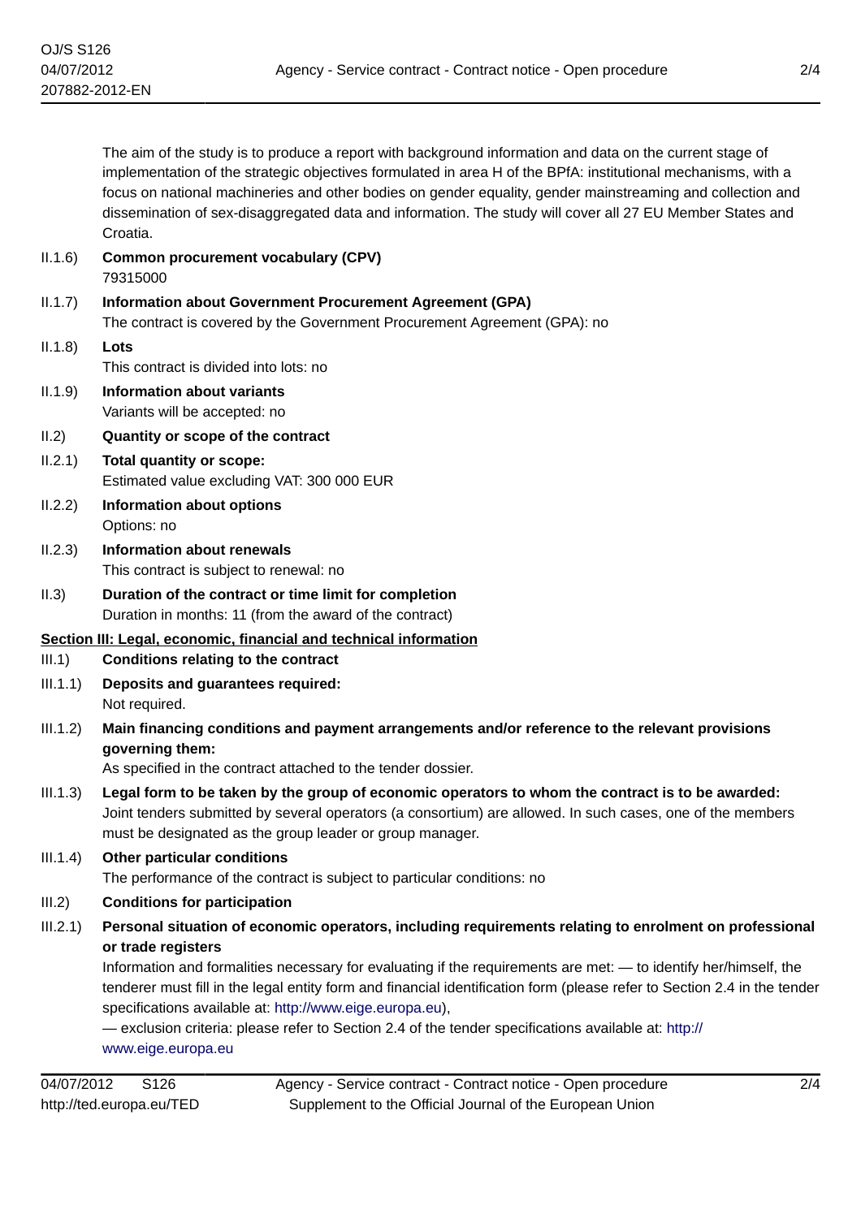The aim of the study is to produce a report with background information and data on the current stage of implementation of the strategic objectives formulated in area H of the BPfA: institutional mechanisms, with a focus on national machineries and other bodies on gender equality, gender mainstreaming and collection and dissemination of sex-disaggregated data and information. The study will cover all 27 EU Member States and Croatia.

II.1.6) **Common procurement vocabulary (CPV)**
79315000

II.1.7) **Information about Government Procurement Agreement (GPA)**
The contract is covered by the Government Procurement Agreement (GPA): no

II.1.8) **Lots**
This contract is divided into lots: no

II.1.9) **Information about variants**
Variants will be accepted: no

II.2) **Quantity or scope of the contract**

II.2.1) **Total quantity or scope:**
Estimated value excluding VAT: 300 000 EUR

II.2.2) **Information about options**
Options: no

II.2.3) **Information about renewals**
This contract is subject to renewal: no

II.3) **Duration of the contract or time limit for completion**
Duration in months: 11 (from the award of the contract)

**Section III: Legal, economic, financial and technical information**

III.1) **Conditions relating to the contract**

III.1.1) **Deposits and guarantees required:**
Not required.

III.1.2) **Main financing conditions and payment arrangements and/or reference to the relevant provisions governing them:**
As specified in the contract attached to the tender dossier.

III.1.3) **Legal form to be taken by the group of economic operators to whom the contract is to be awarded:**
Joint tenders submitted by several operators (a consortium) are allowed. In such cases, one of the members must be designated as the group leader or group manager.

III.1.4) **Other particular conditions**
The performance of the contract is subject to particular conditions: no

III.2) **Conditions for participation**

III.2.1) **Personal situation of economic operators, including requirements relating to enrolment on professional or trade registers**
Information and formalities necessary for evaluating if the requirements are met: — to identify her/himself, the tenderer must fill in the legal entity form and financial identification form (please refer to Section 2.4 in the tender specifications available at: http://www.eige.europa.eu),
— exclusion criteria: please refer to Section 2.4 of the tender specifications available at: http://www.eige.europa.eu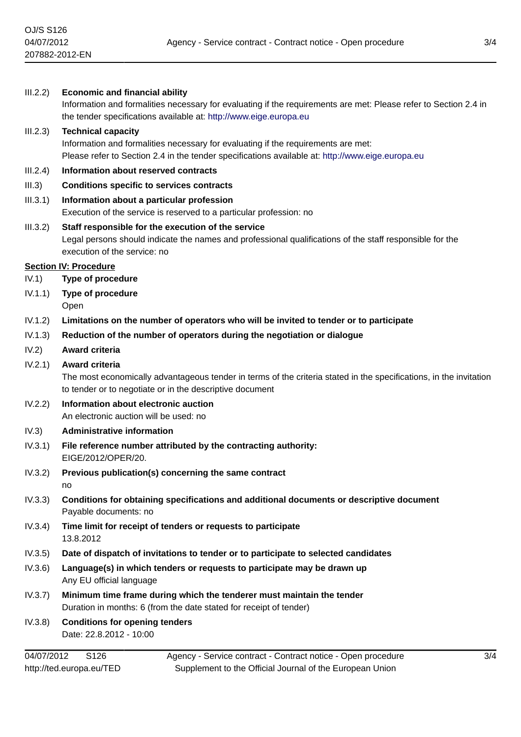III.2.2) **Economic and financial ability**

Information and formalities necessary for evaluating if the requirements are met: Please refer to Section 2.4 in the tender specifications available at: http://www.eige.europa.eu

III.2.3) **Technical capacity**

Information and formalities necessary for evaluating if the requirements are met:
Please refer to Section 2.4 in the tender specifications available at: http://www.eige.europa.eu

III.2.4) **Information about reserved contracts**

III.3) **Conditions specific to services contracts**

III.3.1) **Information about a particular profession**

Execution of the service is reserved to a particular profession: no

III.3.2) **Staff responsible for the execution of the service**

Legal persons should indicate the names and professional qualifications of the staff responsible for the execution of the service: no

## Section IV: Procedure

IV.1) **Type of procedure**

IV.1.1) **Type of procedure**

Open

IV.1.2) **Limitations on the number of operators who will be invited to tender or to participate**

IV.1.3) **Reduction of the number of operators during the negotiation or dialogue**

IV.2) **Award criteria**

IV.2.1) **Award criteria**

The most economically advantageous tender in terms of the criteria stated in the specifications, in the invitation to tender or to negotiate or in the descriptive document

IV.2.2) **Information about electronic auction**

An electronic auction will be used: no

IV.3) **Administrative information**

IV.3.1) **File reference number attributed by the contracting authority:**

EIGE/2012/OPER/20.

IV.3.2) **Previous publication(s) concerning the same contract**

no

IV.3.3) **Conditions for obtaining specifications and additional documents or descriptive document**

Payable documents: no

IV.3.4) **Time limit for receipt of tenders or requests to participate**

13.8.2012

IV.3.5) **Date of dispatch of invitations to tender or to participate to selected candidates**

IV.3.6) **Language(s) in which tenders or requests to participate may be drawn up**

Any EU official language

IV.3.7) **Minimum time frame during which the tenderer must maintain the tender**

Duration in months: 6 (from the date stated for receipt of tender)

IV.3.8) **Conditions for opening tenders**

Date: 22.8.2012 - 10:00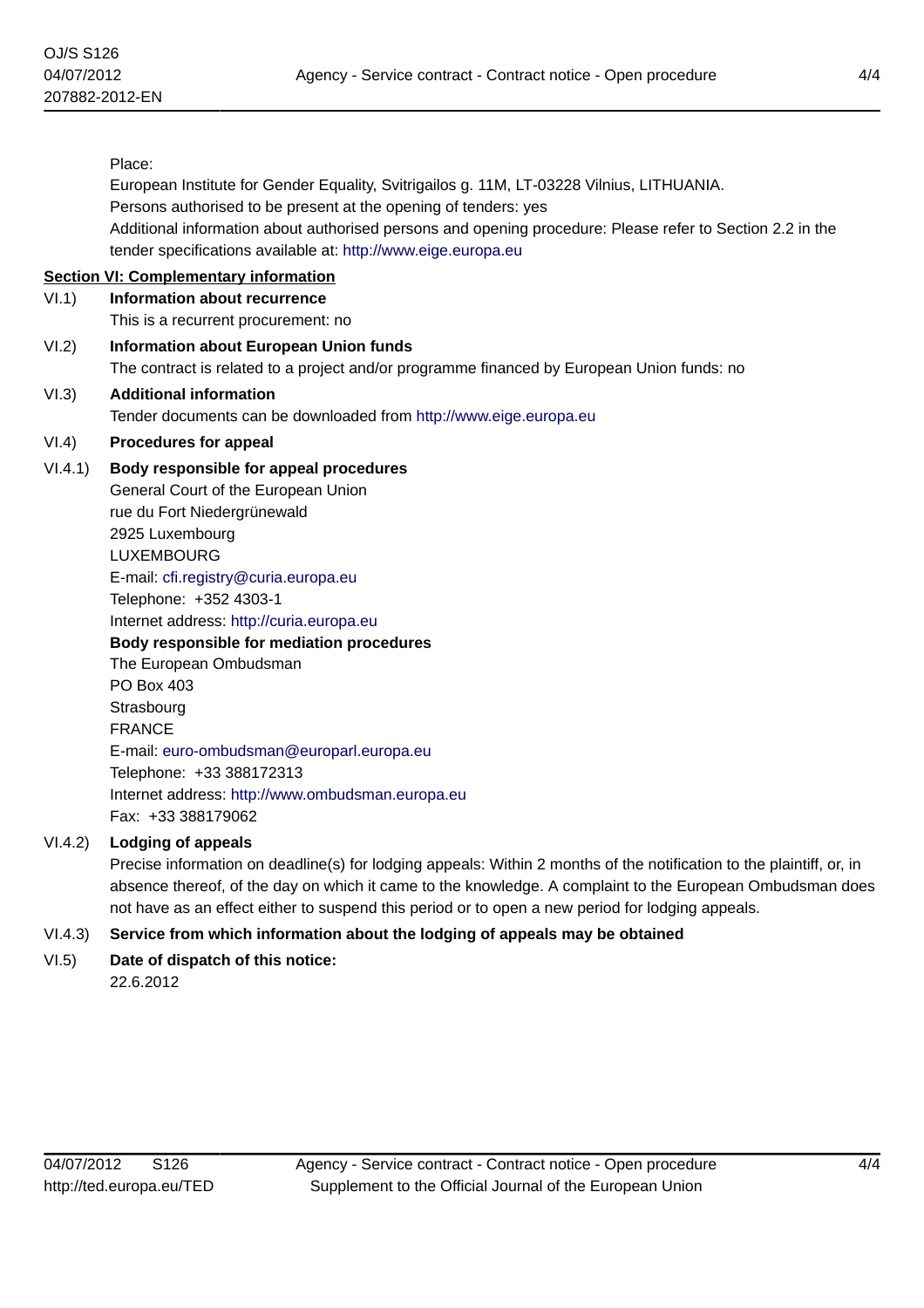Place:

European Institute for Gender Equality, Svitrigailos g. 11M, LT-03228 Vilnius, LITHUANIA.

Persons authorised to be present at the opening of tenders: yes

Additional information about authorised persons and opening procedure: Please refer to Section 2.2 in the tender specifications available at: http://www.eige.europa.eu

## Section VI: Complementary information

**VI.1) Information about recurrence**

This is a recurrent procurement: no

**VI.2) Information about European Union funds**

The contract is related to a project and/or programme financed by European Union funds: no

**VI.3) Additional information**

Tender documents can be downloaded from http://www.eige.europa.eu

**VI.4) Procedures for appeal**

**VI.4.1) Body responsible for appeal procedures**

General Court of the European Union
rue du Fort Niedergrünewald
2925 Luxembourg
LUXEMBOURG
E-mail: cfi.registry@curia.europa.eu
Telephone: +352 4303-1
Internet address: http://curia.europa.eu

**Body responsible for mediation procedures**

The European Ombudsman
PO Box 403
Strasbourg
FRANCE
E-mail: euro-ombudsman@europarl.europa.eu
Telephone: +33 388172313
Internet address: http://www.ombudsman.europa.eu
Fax: +33 388179062

**VI.4.2) Lodging of appeals**

Precise information on deadline(s) for lodging appeals: Within 2 months of the notification to the plaintiff, or, in absence thereof, of the day on which it came to the knowledge. A complaint to the European Ombudsman does not have as an effect either to suspend this period or to open a new period for lodging appeals.

**VI.4.3) Service from which information about the lodging of appeals may be obtained**

**VI.5) Date of dispatch of this notice:**

22.6.2012